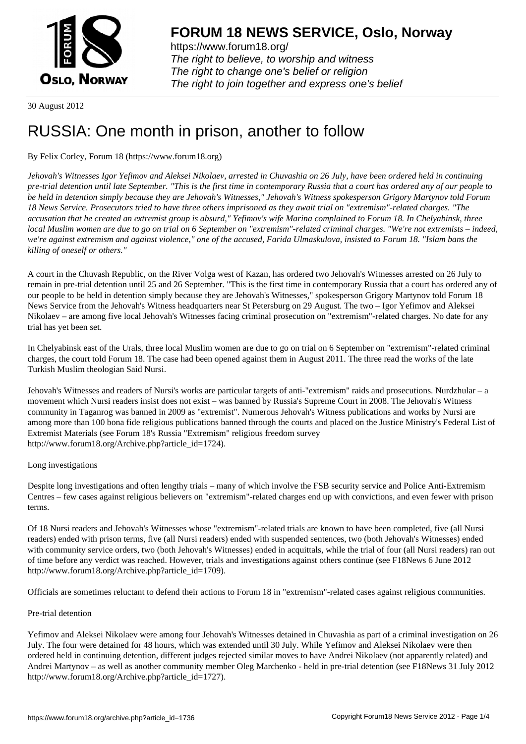# FORUM 18 NEWS SERVICE, Oslo, Norway

https://www.forum18.org/
*The right to believe, to worship and witness*
*The right to change one's belief or religion*
*The right to join together and express one's belief*

30 August 2012

# RUSSIA: One month in prison, another to follow

By Felix Corley, Forum 18 (https://www.forum18.org)

*Jehovah's Witnesses Igor Yefimov and Aleksei Nikolaev, arrested in Chuvashia on 26 July, have been ordered held in continuing pre-trial detention until late September. "This is the first time in contemporary Russia that a court has ordered any of our people to be held in detention simply because they are Jehovah's Witnesses," Jehovah's Witness spokesperson Grigory Martynov told Forum 18 News Service. Prosecutors tried to have three others imprisoned as they await trial on "extremism"-related charges. "The accusation that he created an extremist group is absurd," Yefimov's wife Marina complained to Forum 18. In Chelyabinsk, three local Muslim women are due to go on trial on 6 September on "extremism"-related criminal charges. "We're not extremists – indeed, we're against extremism and against violence," one of the accused, Farida Ulmaskulova, insisted to Forum 18. "Islam bans the killing of oneself or others."*

A court in the Chuvash Republic, on the River Volga west of Kazan, has ordered two Jehovah's Witnesses arrested on 26 July to remain in pre-trial detention until 25 and 26 September. "This is the first time in contemporary Russia that a court has ordered any of our people to be held in detention simply because they are Jehovah's Witnesses," spokesperson Grigory Martynov told Forum 18 News Service from the Jehovah's Witness headquarters near St Petersburg on 29 August. The two – Igor Yefimov and Aleksei Nikolaev – are among five local Jehovah's Witnesses facing criminal prosecution on "extremism"-related charges. No date for any trial has yet been set.

In Chelyabinsk east of the Urals, three local Muslim women are due to go on trial on 6 September on "extremism"-related criminal charges, the court told Forum 18. The case had been opened against them in August 2011. The three read the works of the late Turkish Muslim theologian Said Nursi.

Jehovah's Witnesses and readers of Nursi's works are particular targets of anti-"extremism" raids and prosecutions. Nurdzhular – a movement which Nursi readers insist does not exist – was banned by Russia's Supreme Court in 2008. The Jehovah's Witness community in Taganrog was banned in 2009 as "extremist". Numerous Jehovah's Witness publications and works by Nursi are among more than 100 bona fide religious publications banned through the courts and placed on the Justice Ministry's Federal List of Extremist Materials (see Forum 18's Russia "Extremism" religious freedom survey http://www.forum18.org/Archive.php?article_id=1724).

Long investigations

Despite long investigations and often lengthy trials – many of which involve the FSB security service and Police Anti-Extremism Centres – few cases against religious believers on "extremism"-related charges end up with convictions, and even fewer with prison terms.

Of 18 Nursi readers and Jehovah's Witnesses whose "extremism"-related trials are known to have been completed, five (all Nursi readers) ended with prison terms, five (all Nursi readers) ended with suspended sentences, two (both Jehovah's Witnesses) ended with community service orders, two (both Jehovah's Witnesses) ended in acquittals, while the trial of four (all Nursi readers) ran out of time before any verdict was reached. However, trials and investigations against others continue (see F18News 6 June 2012 http://www.forum18.org/Archive.php?article_id=1709).

Officials are sometimes reluctant to defend their actions to Forum 18 in "extremism"-related cases against religious communities.

Pre-trial detention

Yefimov and Aleksei Nikolaev were among four Jehovah's Witnesses detained in Chuvashia as part of a criminal investigation on 26 July. The four were detained for 48 hours, which was extended until 30 July. While Yefimov and Aleksei Nikolaev were then ordered held in continuing detention, different judges rejected similar moves to have Andrei Nikolaev (not apparently related) and Andrei Martynov – as well as another community member Oleg Marchenko - held in pre-trial detention (see F18News 31 July 2012 http://www.forum18.org/Archive.php?article_id=1727).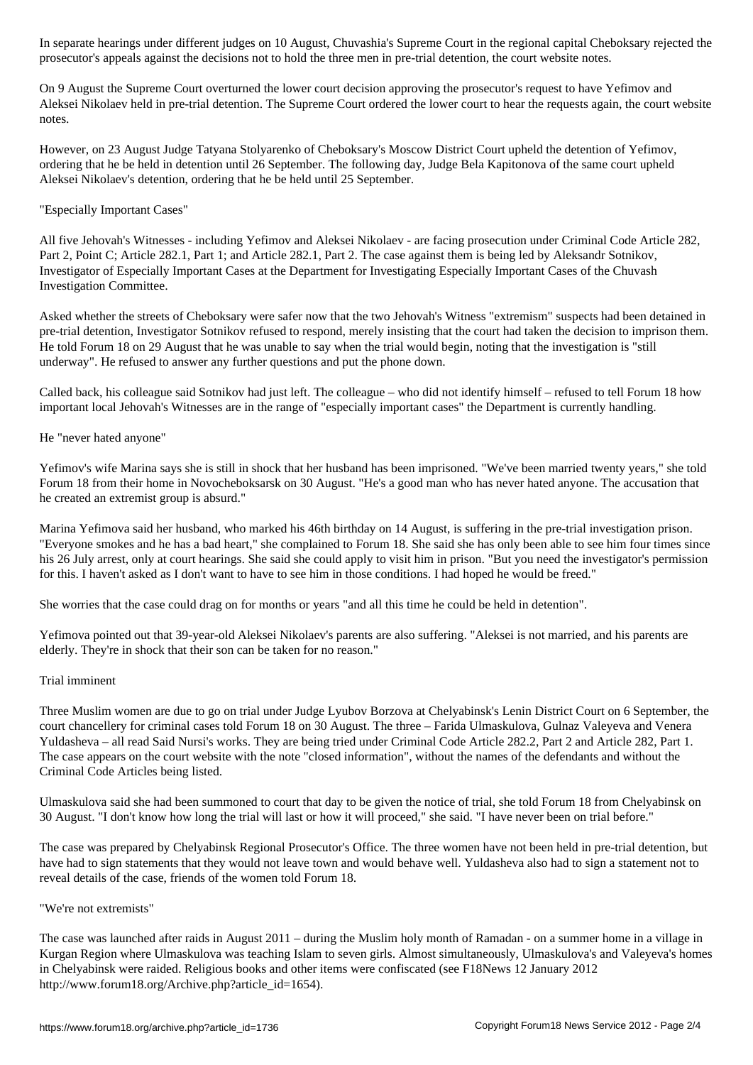In separate hearings under different judges on 10 August, Chuvashia's Supreme Court in the regional capital Cheboksary rejected the prosecutor's appeals against the decisions not to hold the three men in pre-trial detention, the court website notes.

On 9 August the Supreme Court overturned the lower court decision approving the prosecutor's request to have Yefimov and Aleksei Nikolaev held in pre-trial detention. The Supreme Court ordered the lower court to hear the requests again, the court website notes.

However, on 23 August Judge Tatyana Stolyarenko of Cheboksary's Moscow District Court upheld the detention of Yefimov, ordering that he be held in detention until 26 September. The following day, Judge Bela Kapitonova of the same court upheld Aleksei Nikolaev's detention, ordering that he be held until 25 September.

## "Especially Important Cases"

All five Jehovah's Witnesses - including Yefimov and Aleksei Nikolaev - are facing prosecution under Criminal Code Article 282, Part 2, Point C; Article 282.1, Part 1; and Article 282.1, Part 2. The case against them is being led by Aleksandr Sotnikov, Investigator of Especially Important Cases at the Department for Investigating Especially Important Cases of the Chuvash Investigation Committee.

Asked whether the streets of Cheboksary were safer now that the two Jehovah's Witness "extremism" suspects had been detained in pre-trial detention, Investigator Sotnikov refused to respond, merely insisting that the court had taken the decision to imprison them. He told Forum 18 on 29 August that he was unable to say when the trial would begin, noting that the investigation is "still underway". He refused to answer any further questions and put the phone down.

Called back, his colleague said Sotnikov had just left. The colleague – who did not identify himself – refused to tell Forum 18 how important local Jehovah's Witnesses are in the range of "especially important cases" the Department is currently handling.

## He "never hated anyone"

Yefimov's wife Marina says she is still in shock that her husband has been imprisoned. "We've been married twenty years," she told Forum 18 from their home in Novocheboksarsk on 30 August. "He's a good man who has never hated anyone. The accusation that he created an extremist group is absurd."

Marina Yefimova said her husband, who marked his 46th birthday on 14 August, is suffering in the pre-trial investigation prison. "Everyone smokes and he has a bad heart," she complained to Forum 18. She said she has only been able to see him four times since his 26 July arrest, only at court hearings. She said she could apply to visit him in prison. "But you need the investigator's permission for this. I haven't asked as I don't want to have to see him in those conditions. I had hoped he would be freed."

She worries that the case could drag on for months or years "and all this time he could be held in detention".

Yefimova pointed out that 39-year-old Aleksei Nikolaev's parents are also suffering. "Aleksei is not married, and his parents are elderly. They're in shock that their son can be taken for no reason."

## Trial imminent

Three Muslim women are due to go on trial under Judge Lyubov Borzova at Chelyabinsk's Lenin District Court on 6 September, the court chancellery for criminal cases told Forum 18 on 30 August. The three – Farida Ulmaskulova, Gulnaz Valeyeva and Venera Yuldasheva – all read Said Nursi's works. They are being tried under Criminal Code Article 282.2, Part 2 and Article 282, Part 1. The case appears on the court website with the note "closed information", without the names of the defendants and without the Criminal Code Articles being listed.

Ulmaskulova said she had been summoned to court that day to be given the notice of trial, she told Forum 18 from Chelyabinsk on 30 August. "I don't know how long the trial will last or how it will proceed," she said. "I have never been on trial before."

The case was prepared by Chelyabinsk Regional Prosecutor's Office. The three women have not been held in pre-trial detention, but have had to sign statements that they would not leave town and would behave well. Yuldasheva also had to sign a statement not to reveal details of the case, friends of the women told Forum 18.

## "We're not extremists"

The case was launched after raids in August 2011 – during the Muslim holy month of Ramadan - on a summer home in a village in Kurgan Region where Ulmaskulova was teaching Islam to seven girls. Almost simultaneously, Ulmaskulova's and Valeyeva's homes in Chelyabinsk were raided. Religious books and other items were confiscated (see F18News 12 January 2012 http://www.forum18.org/Archive.php?article_id=1654).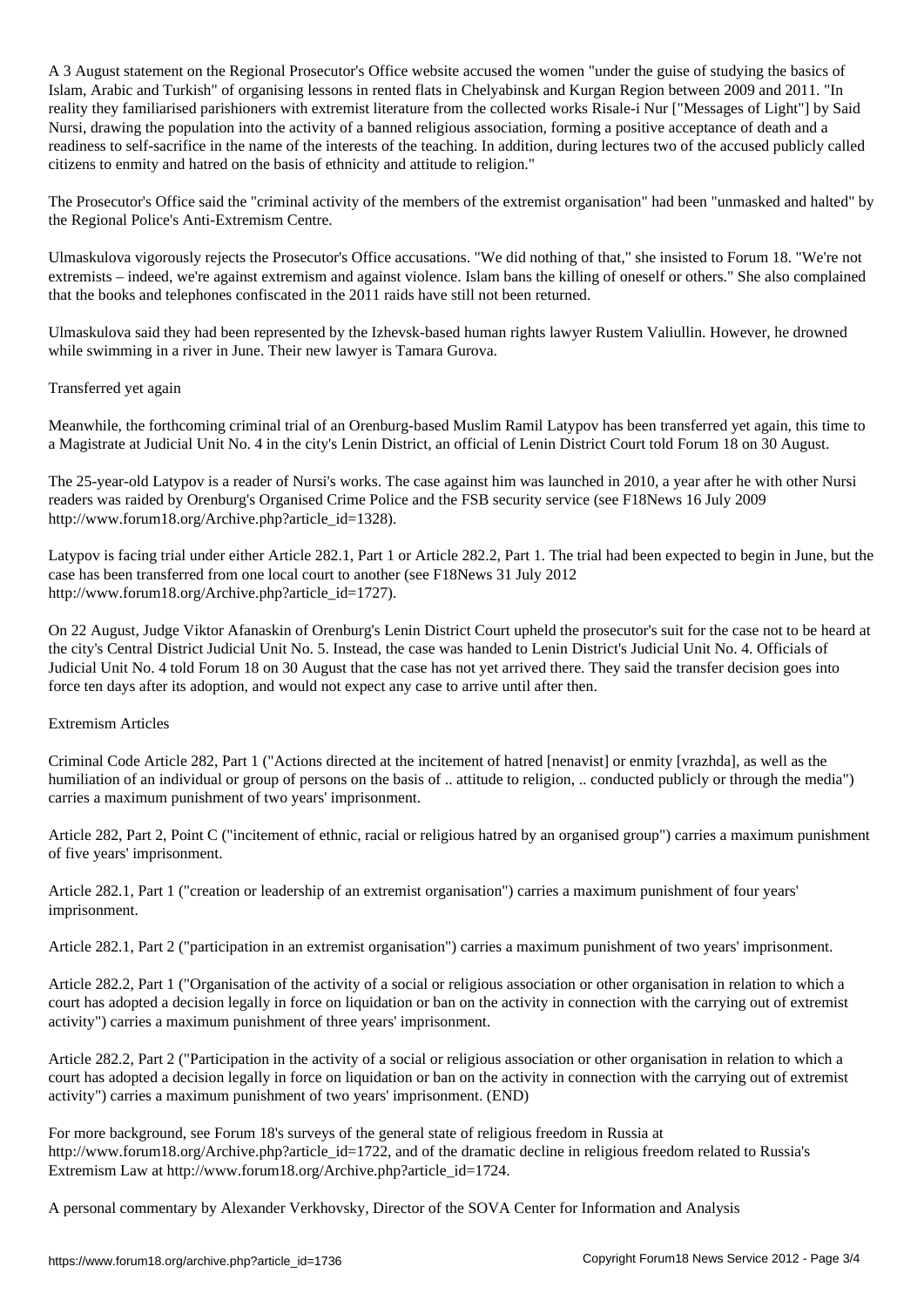A 3 August statement on the Regional Prosecutor's Office website accused the women "under the guise of studying the basics of Islam, Arabic and Turkish" of organising lessons in rented flats in Chelyabinsk and Kurgan Region between 2009 and 2011. "In reality they familiarised parishioners with extremist literature from the collected works Risale-i Nur ["Messages of Light"] by Said Nursi, drawing the population into the activity of a banned religious association, forming a positive acceptance of death and a readiness to self-sacrifice in the name of the interests of the teaching. In addition, during lectures two of the accused publicly called citizens to enmity and hatred on the basis of ethnicity and attitude to religion."

The Prosecutor's Office said the "criminal activity of the members of the extremist organisation" had been "unmasked and halted" by the Regional Police's Anti-Extremism Centre.

Ulmaskulova vigorously rejects the Prosecutor's Office accusations. "We did nothing of that," she insisted to Forum 18. "We're not extremists – indeed, we're against extremism and against violence. Islam bans the killing of oneself or others." She also complained that the books and telephones confiscated in the 2011 raids have still not been returned.

Ulmaskulova said they had been represented by the Izhevsk-based human rights lawyer Rustem Valiullin. However, he drowned while swimming in a river in June. Their new lawyer is Tamara Gurova.

## Transferred yet again

Meanwhile, the forthcoming criminal trial of an Orenburg-based Muslim Ramil Latypov has been transferred yet again, this time to a Magistrate at Judicial Unit No. 4 in the city's Lenin District, an official of Lenin District Court told Forum 18 on 30 August.

The 25-year-old Latypov is a reader of Nursi's works. The case against him was launched in 2010, a year after he with other Nursi readers was raided by Orenburg's Organised Crime Police and the FSB security service (see F18News 16 July 2009 http://www.forum18.org/Archive.php?article_id=1328).

Latypov is facing trial under either Article 282.1, Part 1 or Article 282.2, Part 1. The trial had been expected to begin in June, but the case has been transferred from one local court to another (see F18News 31 July 2012 http://www.forum18.org/Archive.php?article_id=1727).

On 22 August, Judge Viktor Afanaskin of Orenburg's Lenin District Court upheld the prosecutor's suit for the case not to be heard at the city's Central District Judicial Unit No. 5. Instead, the case was handed to Lenin District's Judicial Unit No. 4. Officials of Judicial Unit No. 4 told Forum 18 on 30 August that the case has not yet arrived there. They said the transfer decision goes into force ten days after its adoption, and would not expect any case to arrive until after then.

## Extremism Articles

Criminal Code Article 282, Part 1 ("Actions directed at the incitement of hatred [nenavist] or enmity [vrazhda], as well as the humiliation of an individual or group of persons on the basis of .. attitude to religion, .. conducted publicly or through the media") carries a maximum punishment of two years' imprisonment.

Article 282, Part 2, Point C ("incitement of ethnic, racial or religious hatred by an organised group") carries a maximum punishment of five years' imprisonment.

Article 282.1, Part 1 ("creation or leadership of an extremist organisation") carries a maximum punishment of four years' imprisonment.

Article 282.1, Part 2 ("participation in an extremist organisation") carries a maximum punishment of two years' imprisonment.

Article 282.2, Part 1 ("Organisation of the activity of a social or religious association or other organisation in relation to which a court has adopted a decision legally in force on liquidation or ban on the activity in connection with the carrying out of extremist activity") carries a maximum punishment of three years' imprisonment.

Article 282.2, Part 2 ("Participation in the activity of a social or religious association or other organisation in relation to which a court has adopted a decision legally in force on liquidation or ban on the activity in connection with the carrying out of extremist activity") carries a maximum punishment of two years' imprisonment. (END)

For more background, see Forum 18's surveys of the general state of religious freedom in Russia at http://www.forum18.org/Archive.php?article_id=1722, and of the dramatic decline in religious freedom related to Russia's Extremism Law at http://www.forum18.org/Archive.php?article_id=1724.

A personal commentary by Alexander Verkhovsky, Director of the SOVA Center for Information and Analysis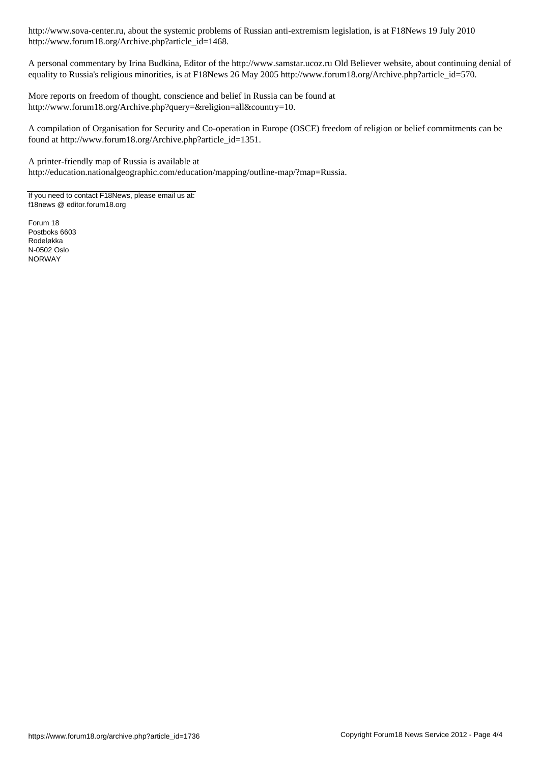http://www.sova-center.ru, about the systemic problems of Russian anti-extremism legislation, is at F18News 19 July 2010 http://www.forum18.org/Archive.php?article_id=1468.

A personal commentary by Irina Budkina, Editor of the http://www.samstar.ucoz.ru Old Believer website, about continuing denial of equality to Russia's religious minorities, is at F18News 26 May 2005 http://www.forum18.org/Archive.php?article_id=570.

More reports on freedom of thought, conscience and belief in Russia can be found at http://www.forum18.org/Archive.php?query=&religion=all&country=10.

A compilation of Organisation for Security and Co-operation in Europe (OSCE) freedom of religion or belief commitments can be found at http://www.forum18.org/Archive.php?article_id=1351.

A printer-friendly map of Russia is available at http://education.nationalgeographic.com/education/mapping/outline-map/?map=Russia.

---

If you need to contact F18News, please email us at:
f18news @ editor.forum18.org

Forum 18
Postboks 6603
Rodeløkka
N-0502 Oslo
NORWAY